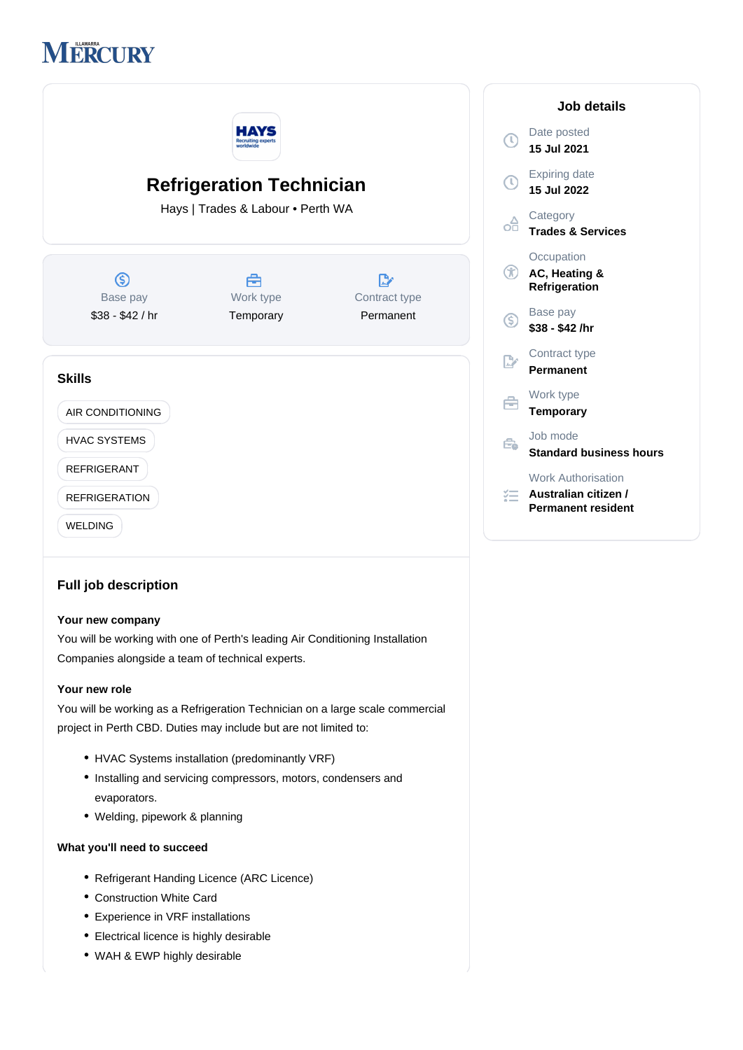# Refrigeration Technician

Hays | Trades & Labour • Perth WA

| Base pay | Work type | Contract type |
| --- | --- | --- |
| $38 - $42 / hr | Temporary | Permanent |

## Skills

- AIR CONDITIONING
- HVAC SYSTEMS
- REFRIGERANT
- REFRIGERATION
- WELDING

## Full job description

**Your new company**

You will be working with one of Perth's leading Air Conditioning Installation Companies alongside a team of technical experts.

**Your new role**

You will be working as a Refrigeration Technician on a large scale commercial project in Perth CBD. Duties may include but are not limited to:

- HVAC Systems installation (predominantly VRF)
- Installing and servicing compressors, motors, condensers and evaporators.
- Welding, pipework & planning

**What you'll need to succeed**

- Refrigerant Handing Licence (ARC Licence)
- Construction White Card
- Experience in VRF installations
- Electrical licence is highly desirable
- WAH & EWP highly desirable

## Job details

**Date posted**
15 Jul 2021

**Expiring date**
15 Jul 2022

**Category**
Trades & Services

**Occupation**
AC, Heating & Refrigeration

**Base pay**
$38 - $42 /hr

**Contract type**
Permanent

**Work type**
Temporary

**Job mode**
Standard business hours

**Work Authorisation**
Australian citizen / Permanent resident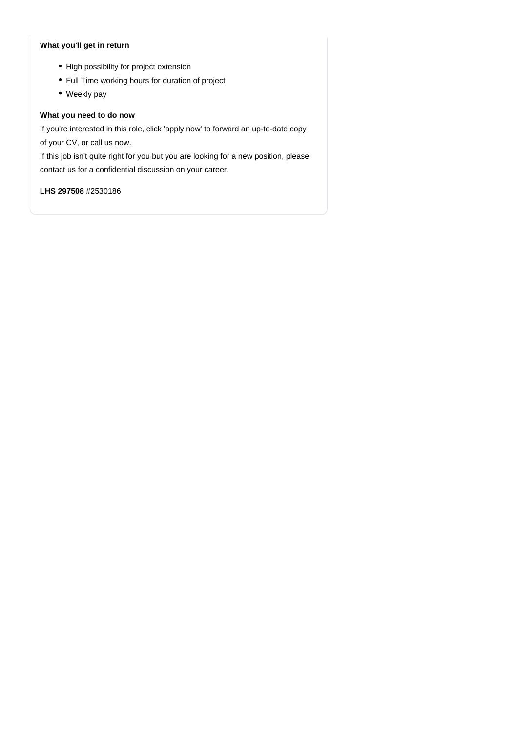**What you'll get in return**

- High possibility for project extension
- Full Time working hours for duration of project
- Weekly pay

**What you need to do now**

If you're interested in this role, click 'apply now' to forward an up-to-date copy of your CV, or call us now.
If this job isn't quite right for you but you are looking for a new position, please contact us for a confidential discussion on your career.

**LHS 297508** #2530186